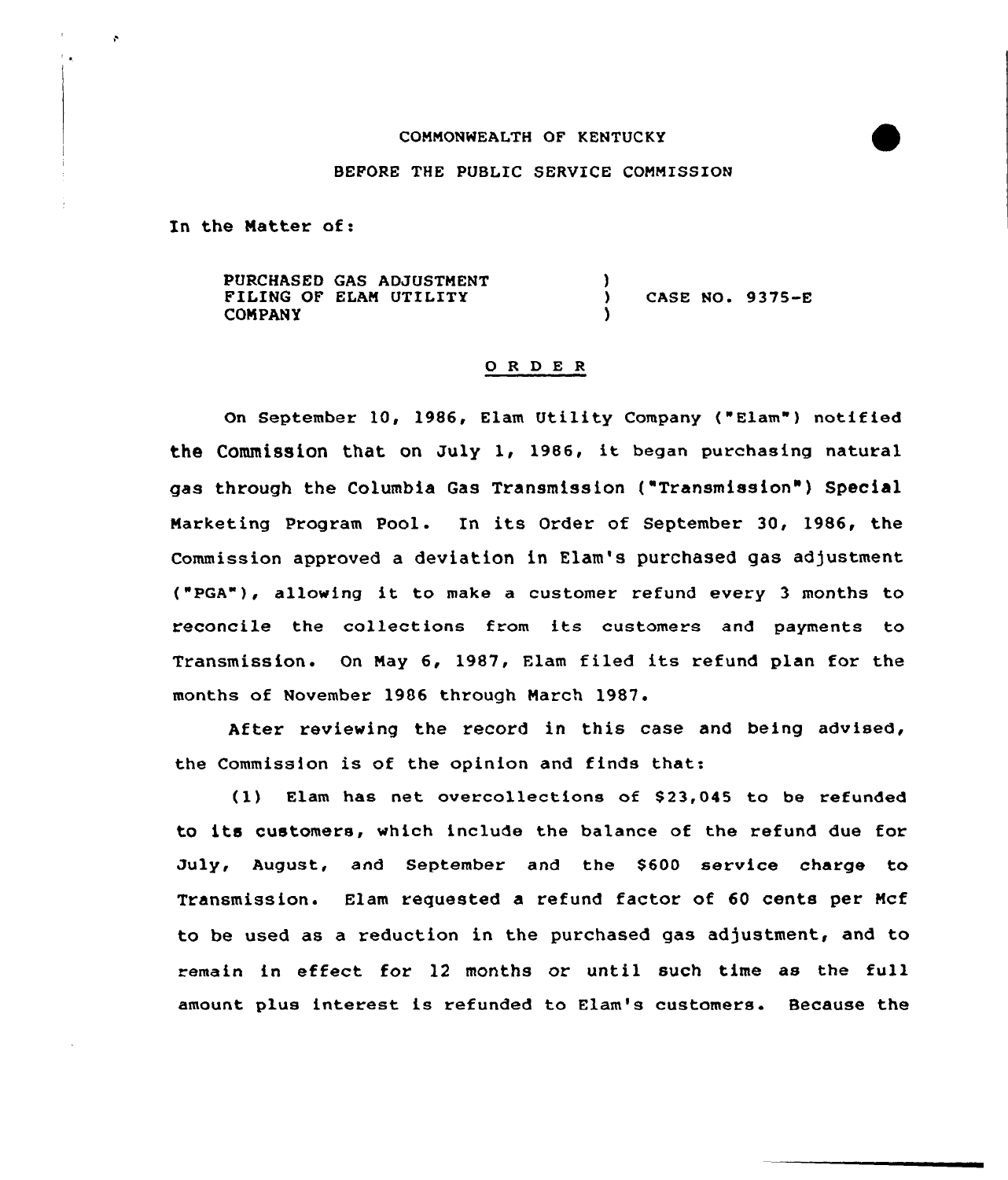COMMONWEALTH OF KENTUCKY

BEFORE THE PUBLIC SERVICE COMMISSION

In the Matter of:

PURCHASED GAS ADJUSTMENT FILING OF ELAM UTILITY COMPANY ) CASE NO. 9375-E

## O R D E R

On September 10, 1986, Elam Utility Company ("Elam") notified the Commission that on July 1, 1986, it began purchasing natural gas through the Columbia Gas Transmission ("Transmission") Special Marketing Program Pool. In its Order of September 30, 1986, the Commission approved a deviation in Elam's purchased gas adjustment ("PGA"), allowing it to make a customer refund every 3 months to reconcile the collections from its customers and payments to Transmission. On May 6, 1987, Elam filed its refund plan for the months of November 1986 through March 1987.

After reviewing the record in this case and being advised, the Commission is of the opinion and finds that:

(1) Elam has net overcollections of $23,045 to be refunded to its customers, which include the balance of the refund due for July, August, and September and the $600 service charge to Transmission. Elam requested a refund factor of 60 cents per Mcf to be used as a reduction in the purchased gas adjustment, and to remain in effect for 12 months or until such time as the full amount plus interest is refunded to Elam's customers. Because the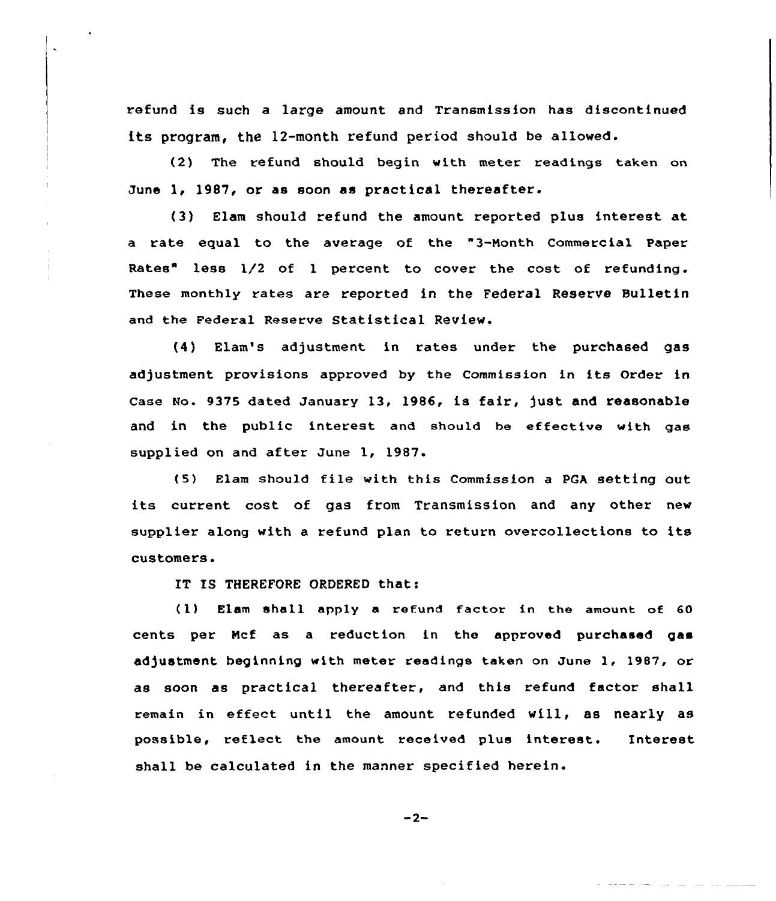refund is such a large amount and Transmission has discontinued its program, the 12-month refund period should be allowed.

(2) The refund should begin with meter readings taken on June 1, 1987, or as soon as practical thereafter.

(3) Elam should refund the amount reported plus interest at a rate equal to the average of the "3-Month Commercial Paper Rates" less 1/2 of 1 percent to cover the cost of refunding. These monthly rates are reported in the Federal Reserve Bulletin and the Federal Reserve Statistical Review.

(4) Elam's adjustment in rates under the purchased gas adjustment provisions approved by the Commission in its Order in Case No. 9375 dated January 13, 1986, is fair, just and reasonable and in the public interest and should be effective with gas supplied on and after June 1, 1987.

(5) Elam should file with this Commission a PGA setting out its current cost of gas from Transmission and any other new supplier along with a refund plan to return overcollections to its customers.

IT IS THEREFORE ORDERED that:

(1) Elam shall apply a refund factor in the amount of 60 cents per Mcf as a reduction in the approved purchased gas adjustment beginning with meter readings taken on June 1, 1987, or as soon as practical thereafter, and this refund factor shall remain in effect until the amount refunded will, as nearly as possible, reflect the amount received plus interest. Interest shall be calculated in the manner specified herein.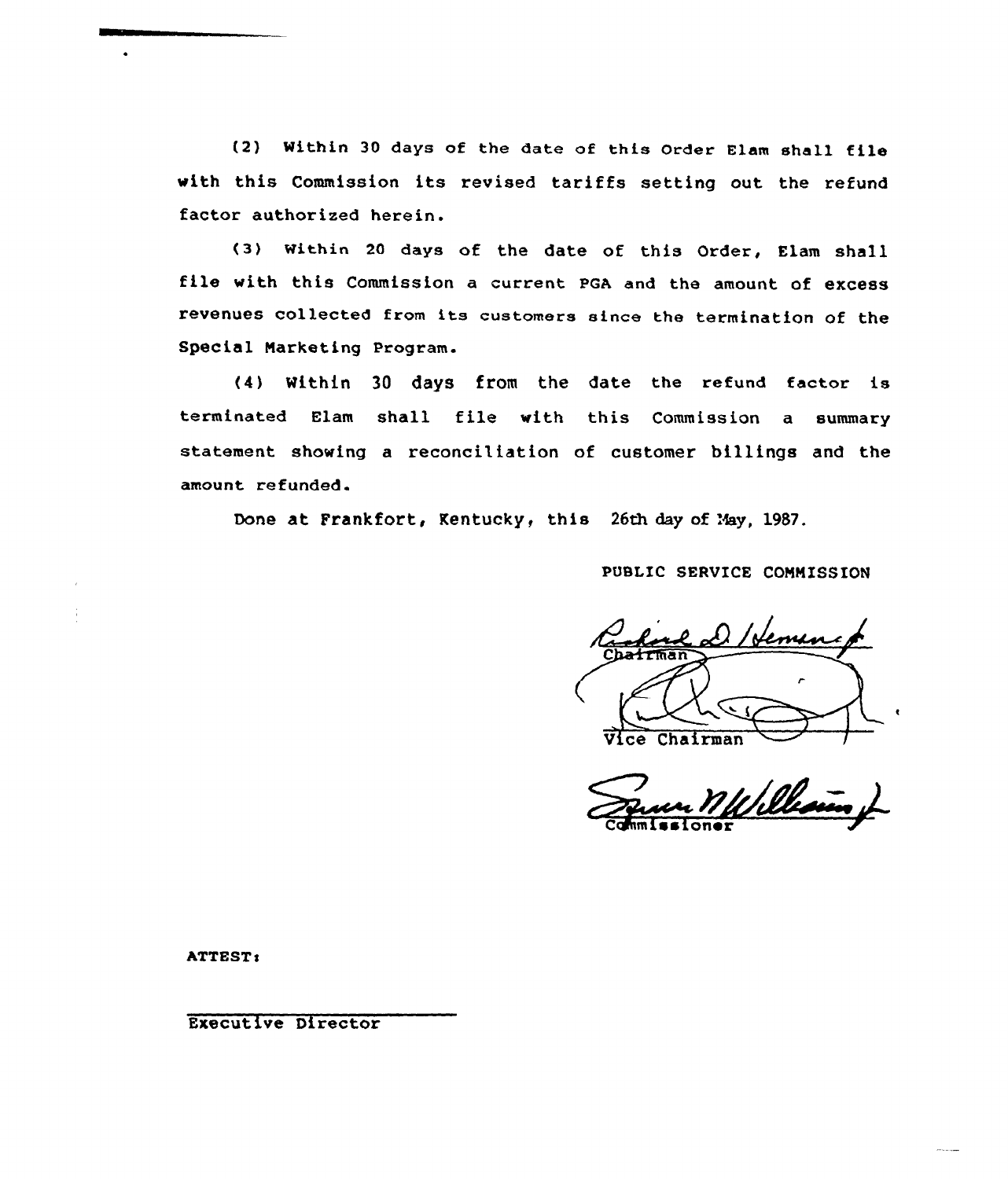(2) Within 30 days of the date of this Order Elam shall file with this Commission its revised tariffs setting out the refund factor authorized herein.

(3) Within 20 days of the date of this Order, Elam shall file with this Commission a current PGA and the amount of excess revenues collected from its customers since the termination of the Special Marketing Program.

(4) Within 30 days from the date the refund factor is terminated Elam shall file with this Commission a summary statement showing a reconciliation of customer billings and the amount refunded.

Done at Frankfort, Kentucky, this 26th day of May, 1987.

PUBLIC SERVICE COMMISSION

Chairman

Vice Chairman

Commissioner

ATTEST:

Executive Director